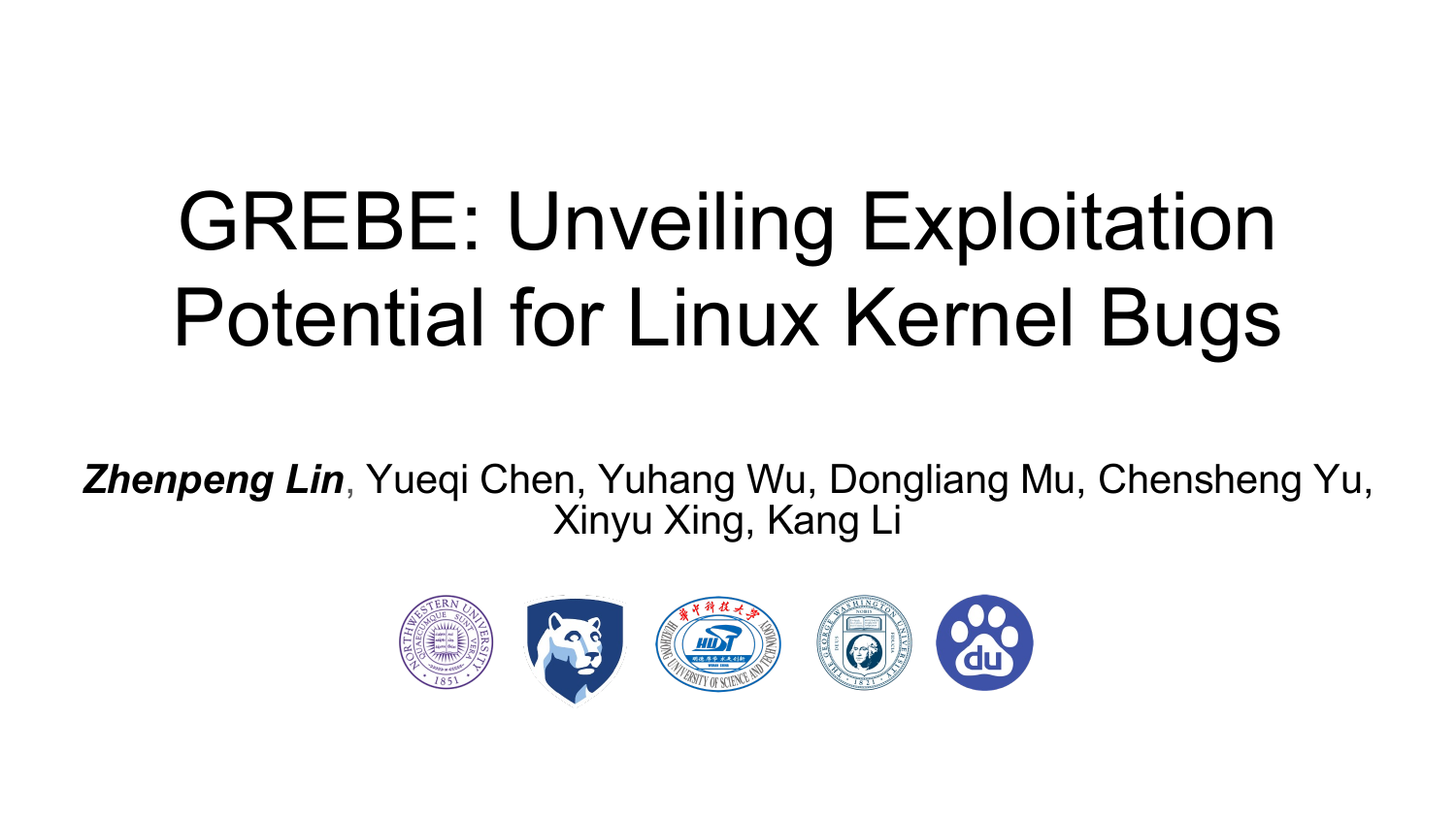# GREBE: Unveiling Exploitation Potential for Linux Kernel Bugs

***Zhenpeng Lin***, Yueqi Chen, Yuhang Wu, Dongliang Mu, Chensheng Yu, Xinyu Xing, Kang Li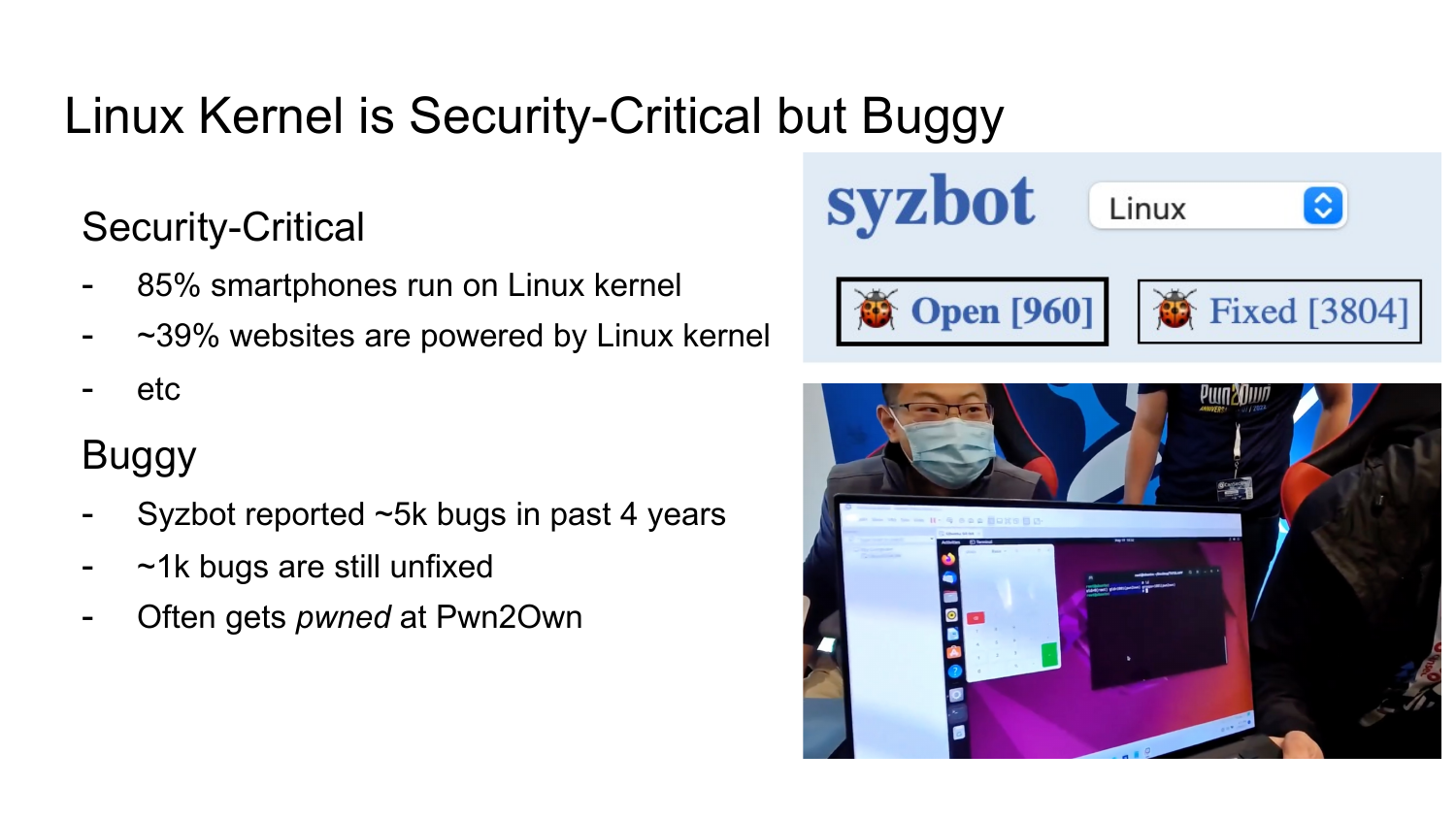# Linux Kernel is Security-Critical but Buggy

## Security-Critical

- 85% smartphones run on Linux kernel
- ~39% websites are powered by Linux kernel
- etc

## Buggy

- Syzbot reported ~5k bugs in past 4 years
- ~1k bugs are still unfixed
- Often gets *pwned* at Pwn2Own

syzbot Linux

Open [960] Fixed [3804]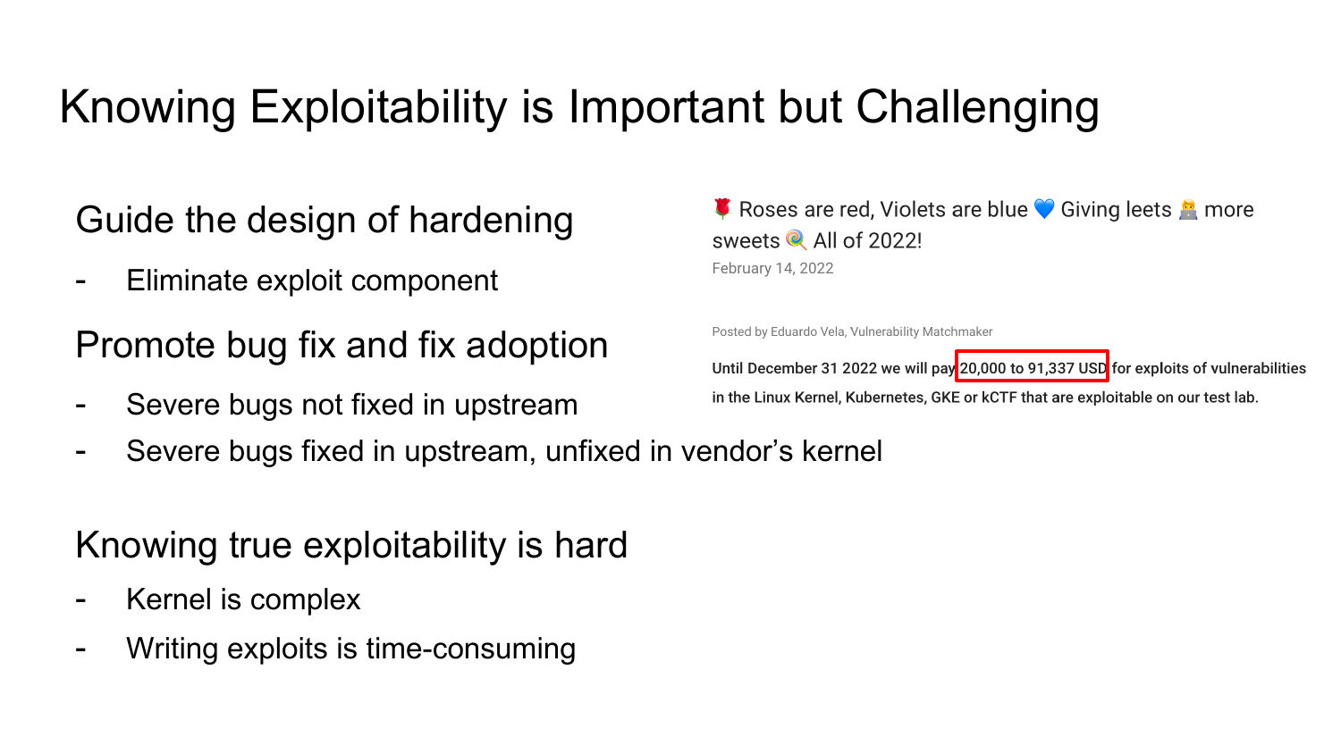# Knowing Exploitability is Important but Challenging

## Guide the design of hardening

- Eliminate exploit component

## Promote bug fix and fix adoption

- Severe bugs not fixed in upstream
- Severe bugs fixed in upstream, unfixed in vendor's kernel

🌹 Roses are red, Violets are blue 💙 Giving leets 🧑‍💻 more sweets 🍭 All of 2022!

February 14, 2022

Posted by Eduardo Vela, Vulnerability Matchmaker

**Until December 31 2022 we will pay 20,000 to 91,337 USD for exploits of vulnerabilities in the Linux Kernel, Kubernetes, GKE or kCTF that are exploitable on our test lab.**

## Knowing true exploitability is hard

- Kernel is complex
- Writing exploits is time-consuming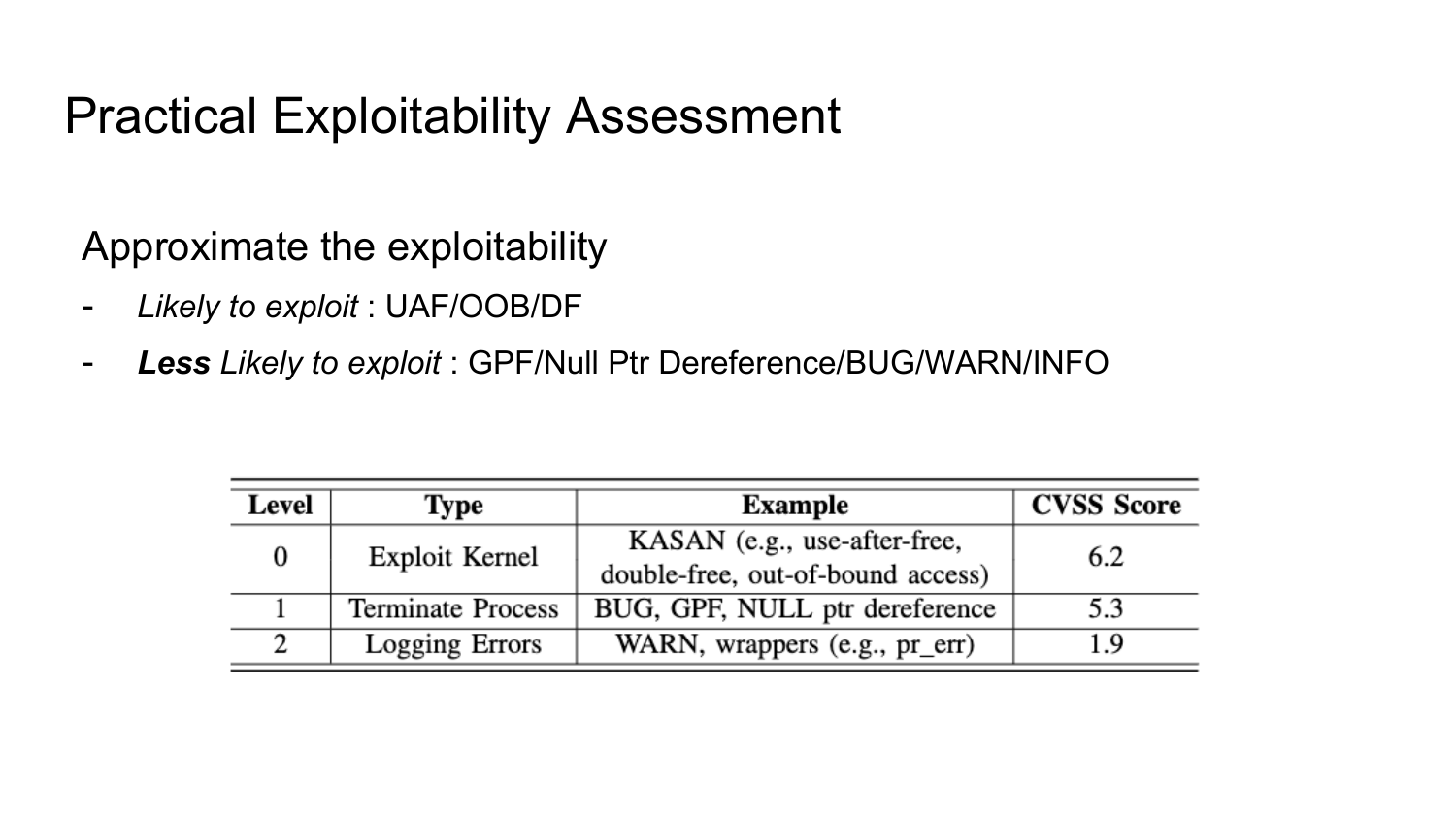# Practical Exploitability Assessment

Approximate the exploitability

- *Likely to exploit* : UAF/OOB/DF
- ***Less*** *Likely to exploit* : GPF/Null Ptr Dereference/BUG/WARN/INFO

| Level | Type | Example | CVSS Score |
|---|---|---|---|
| 0 | Exploit Kernel | KASAN (e.g., use-after-free, double-free, out-of-bound access) | 6.2 |
| 1 | Terminate Process | BUG, GPF, NULL ptr dereference | 5.3 |
| 2 | Logging Errors | WARN, wrappers (e.g., pr_err) | 1.9 |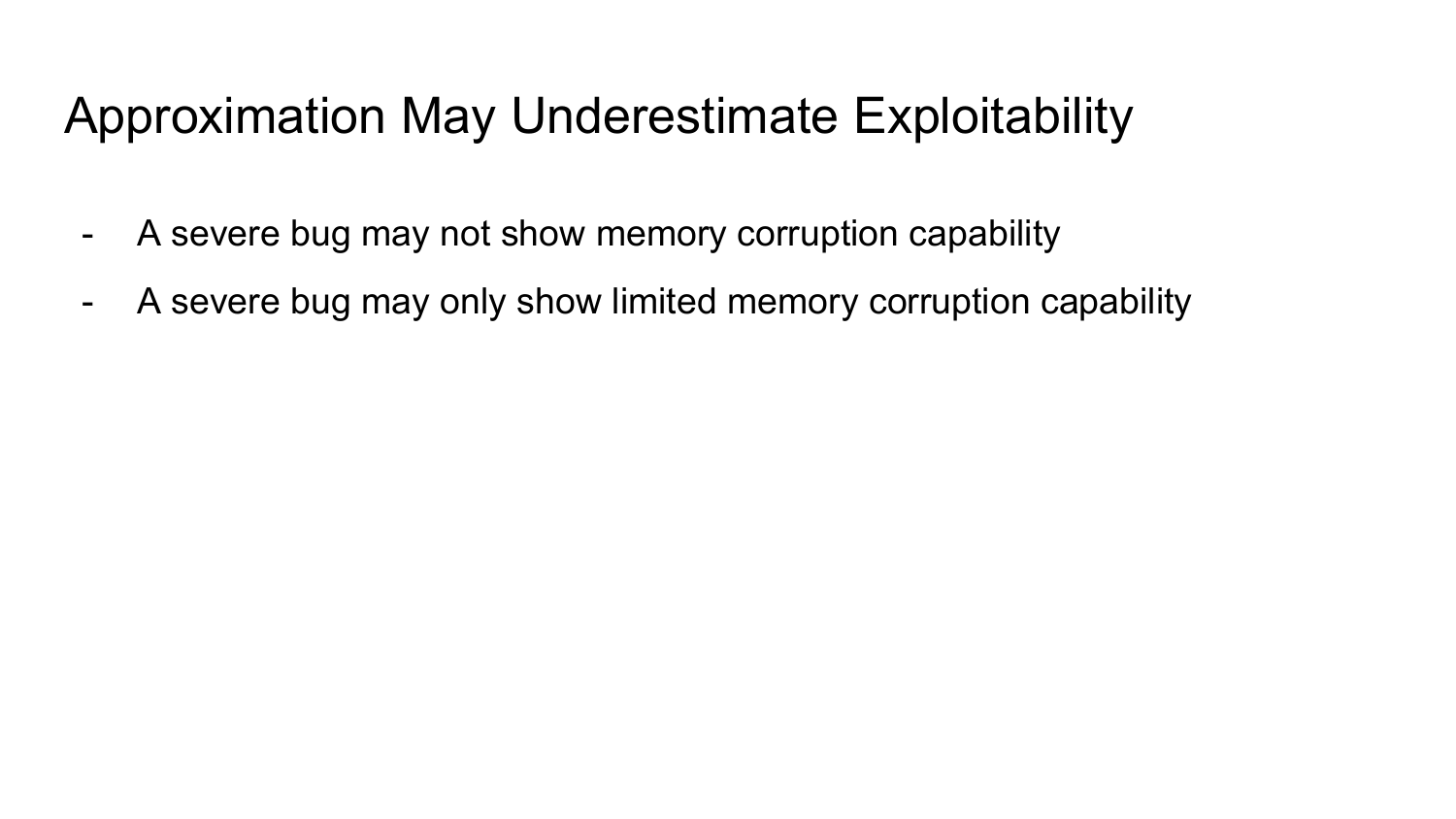# Approximation May Underestimate Exploitability

- A severe bug may not show memory corruption capability
- A severe bug may only show limited memory corruption capability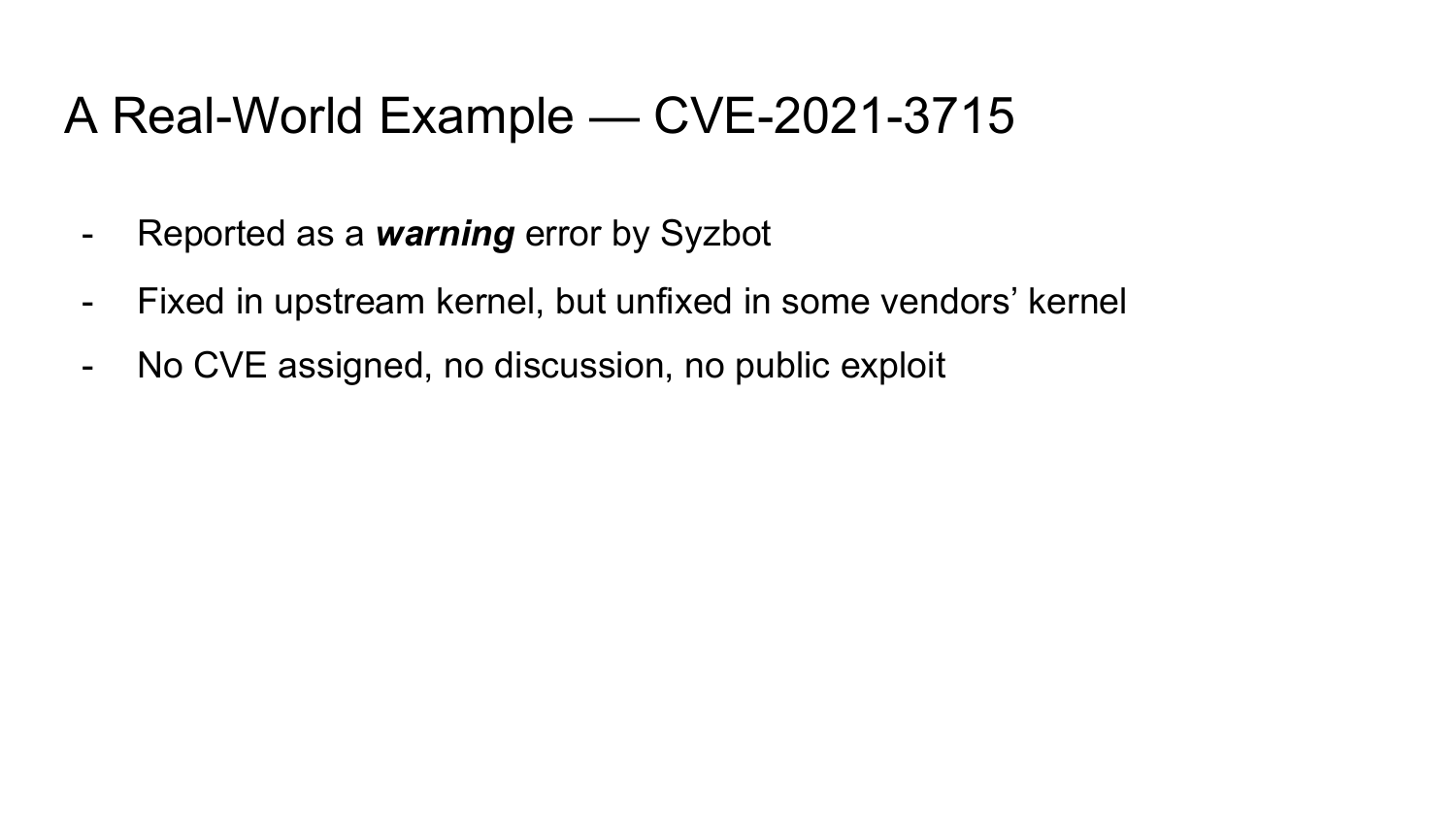# A Real-World Example — CVE-2021-3715

- Reported as a ***warning*** error by Syzbot
- Fixed in upstream kernel, but unfixed in some vendors' kernel
- No CVE assigned, no discussion, no public exploit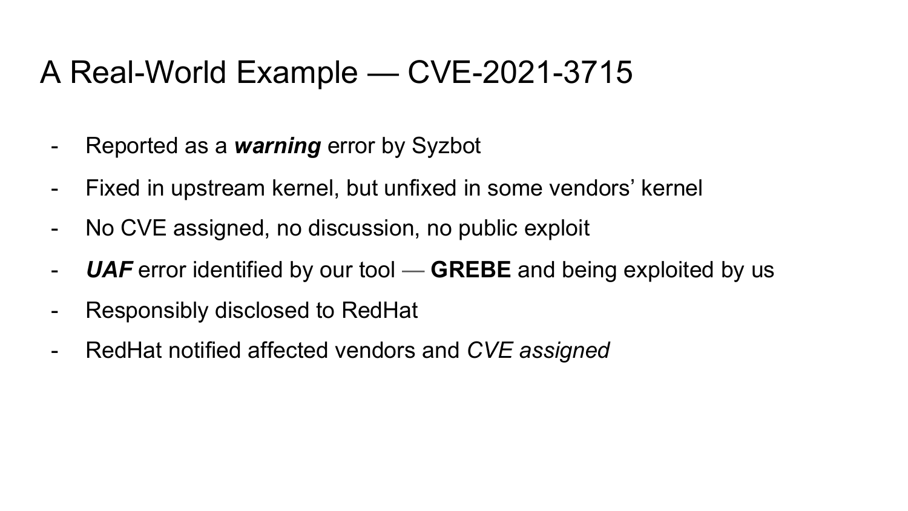# A Real-World Example — CVE-2021-3715

- Reported as a ***warning*** error by Syzbot
- Fixed in upstream kernel, but unfixed in some vendors' kernel
- No CVE assigned, no discussion, no public exploit
- ***UAF*** error identified by our tool — **GREBE** and being exploited by us
- Responsibly disclosed to RedHat
- RedHat notified affected vendors and *CVE assigned*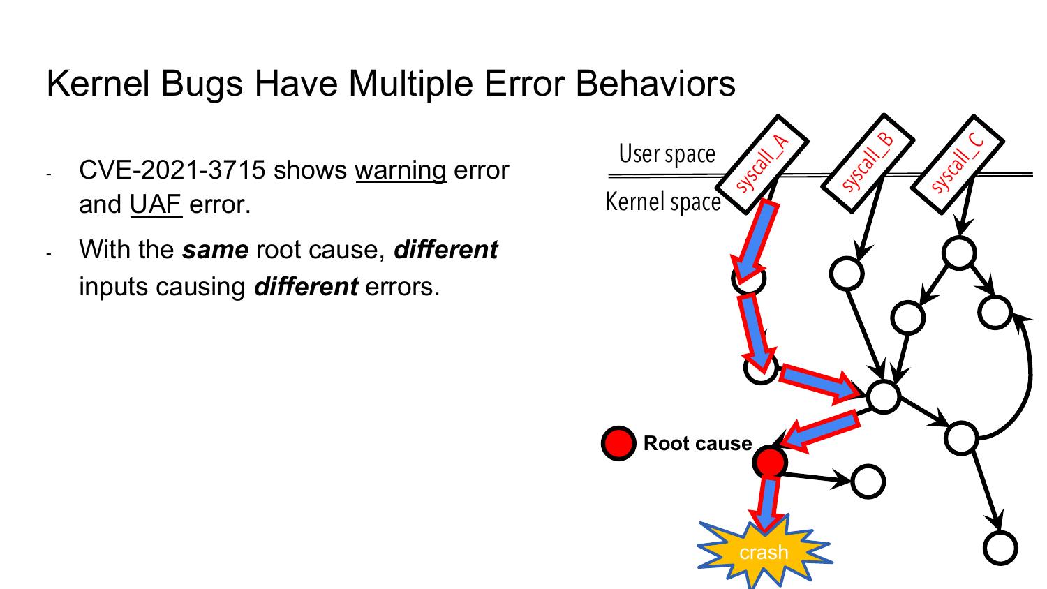# Kernel Bugs Have Multiple Error Behaviors

- CVE-2021-3715 shows warning error and UAF error.
- With the ***same*** root cause, ***different*** inputs causing ***different*** errors.

User space

Kernel space

syscall_A

syscall_B

syscall_C

Root cause

crash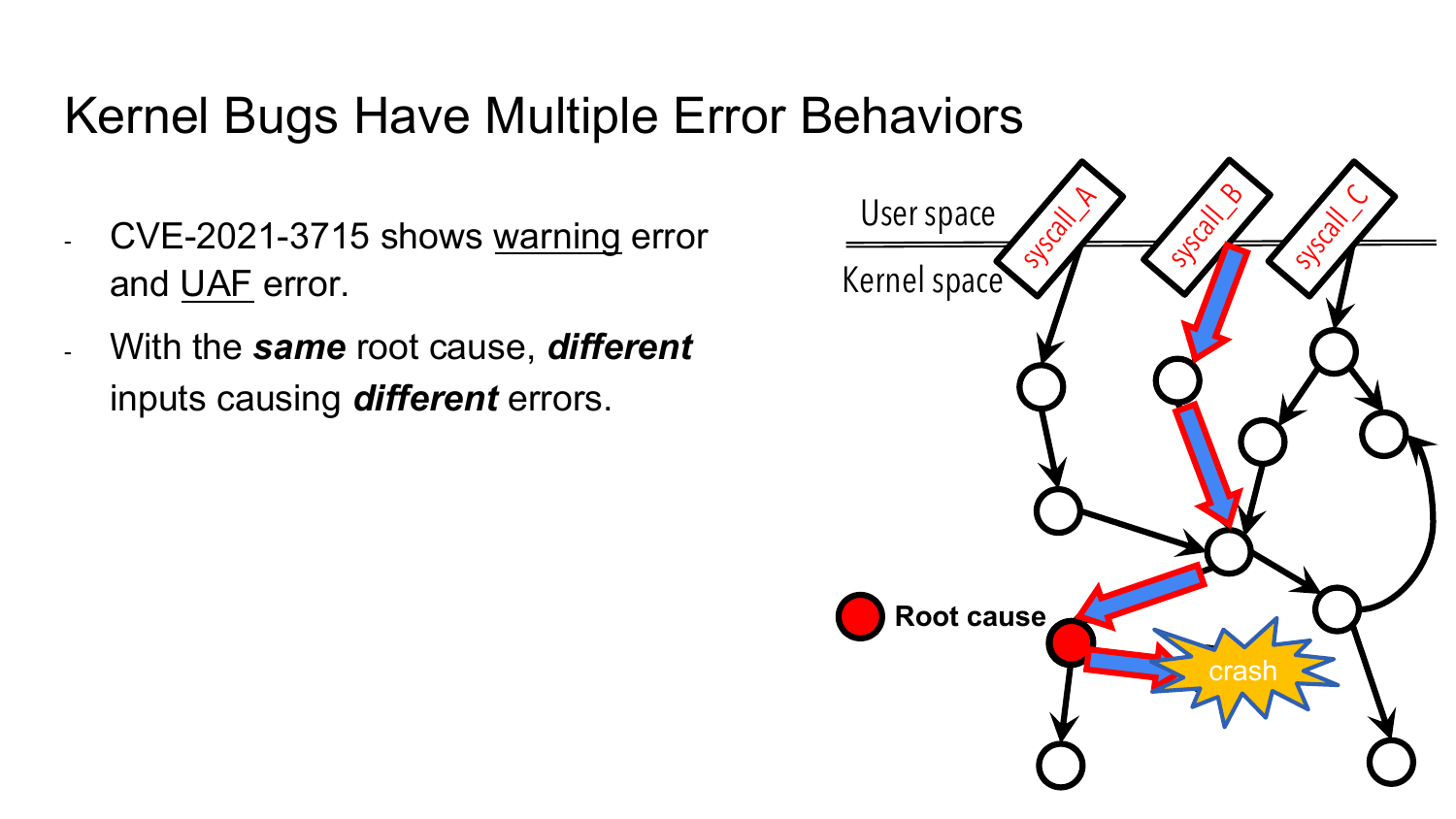# Kernel Bugs Have Multiple Error Behaviors

- CVE-2021-3715 shows warning error and UAF error.
- With the ***same*** root cause, ***different*** inputs causing ***different*** errors.

User space

Kernel space

syscall_A

syscall_B

syscall_C

**Root cause**

crash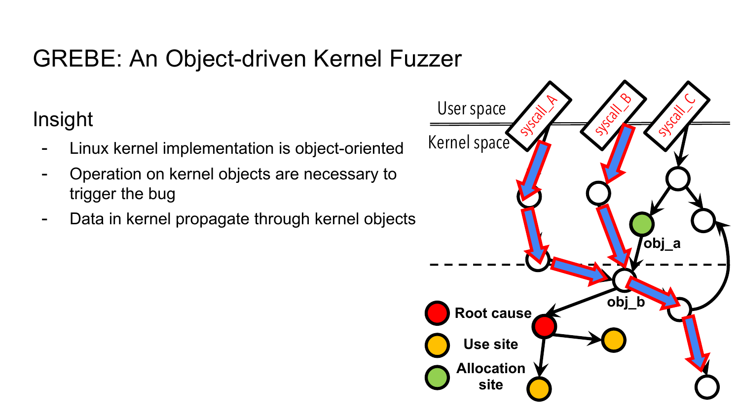# GREBE: An Object-driven Kernel Fuzzer

## Insight

- Linux kernel implementation is object-oriented
- Operation on kernel objects are necessary to trigger the bug
- Data in kernel propagate through kernel objects

User space

Kernel space

syscall_A

syscall_B

syscall_C

obj_a

obj_b

Root cause

Use site

Allocation site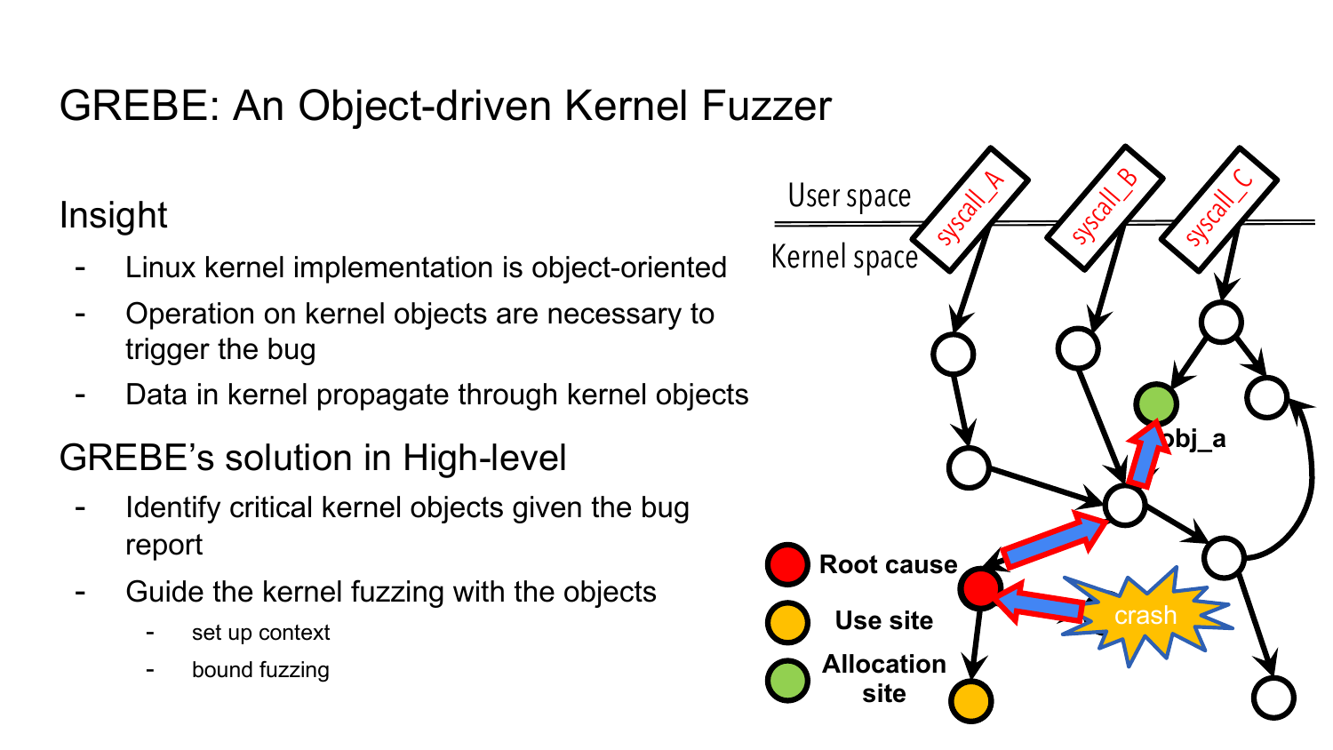# GREBE: An Object-driven Kernel Fuzzer

## Insight

- Linux kernel implementation is object-oriented
- Operation on kernel objects are necessary to trigger the bug
- Data in kernel propagate through kernel objects

## GREBE's solution in High-level

- Identify critical kernel objects given the bug report
- Guide the kernel fuzzing with the objects
  - set up context
  - bound fuzzing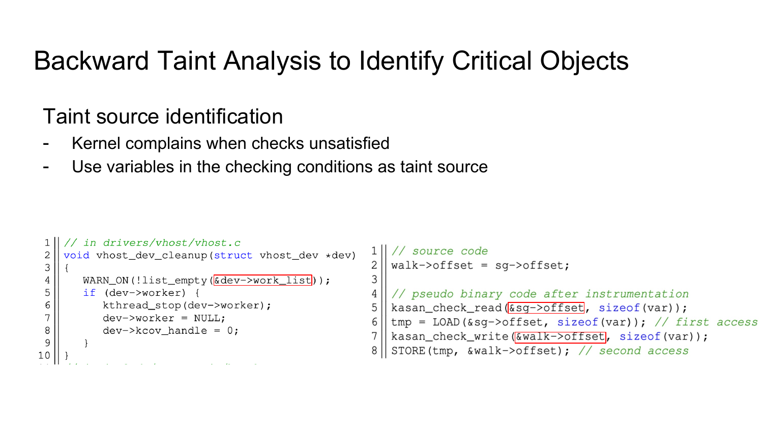# Backward Taint Analysis to Identify Critical Objects

## Taint source identification

- Kernel complains when checks unsatisfied
- Use variables in the checking conditions as taint source

```
1  // in drivers/vhost/vhost.c
2  void vhost_dev_cleanup(struct vhost_dev *dev)
3  {
4      WARN_ON(!list_empty(&dev->work_list));
5      if (dev->worker) {
6          kthread_stop(dev->worker);
7          dev->worker = NULL;
8          dev->kcov_handle = 0;
9      }
10 }
```

```
1  // source code
2  walk->offset = sg->offset;
3
4  // pseudo binary code after instrumentation
5  kasan_check_read(&sg->offset, sizeof(var));
6  tmp = LOAD(&sg->offset, sizeof(var)); // first access
7  kasan_check_write(&walk->offset, sizeof(var));
8  STORE(tmp, &walk->offset); // second access
```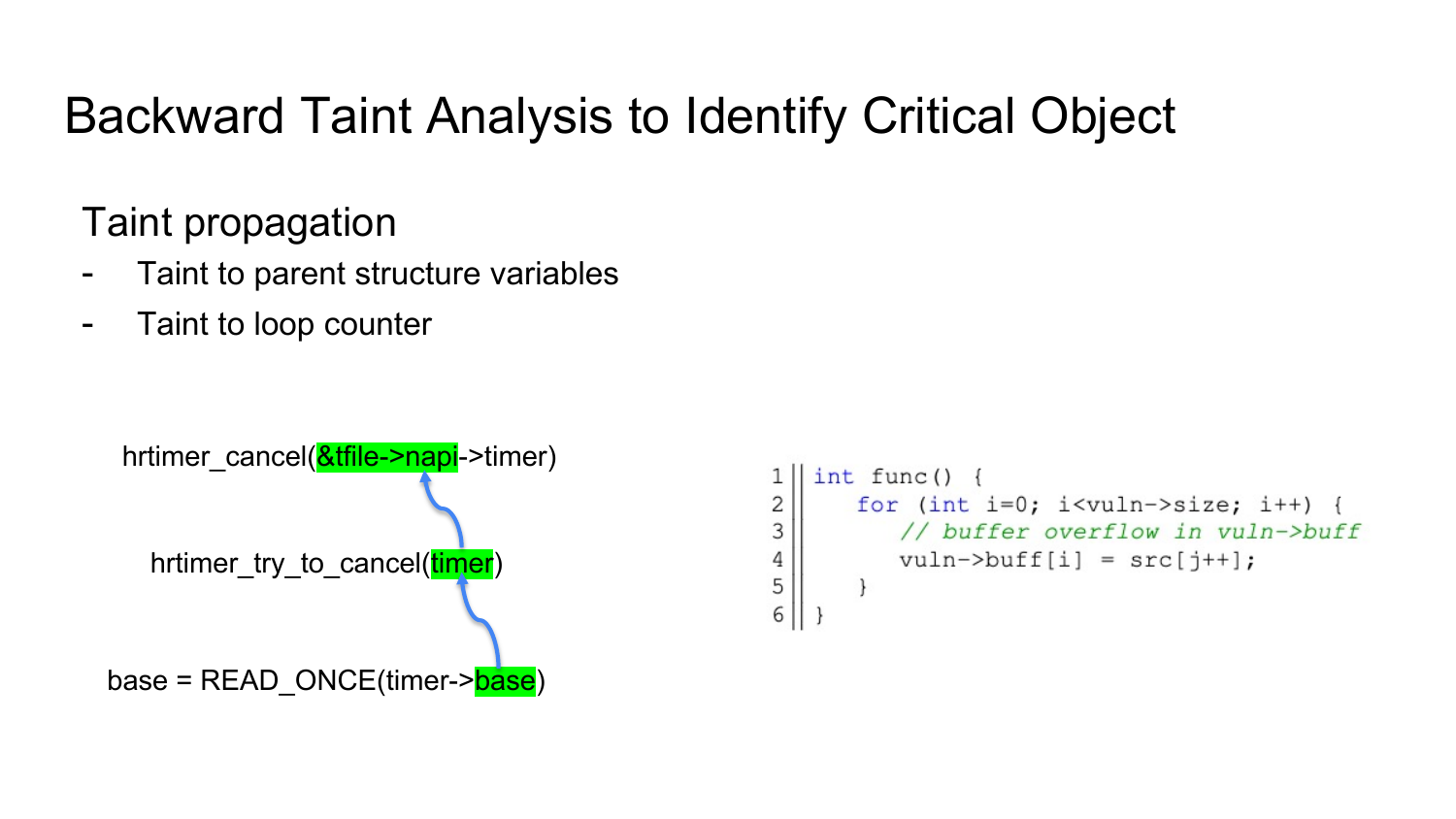# Backward Taint Analysis to Identify Critical Object

## Taint propagation

- Taint to parent structure variables
- Taint to loop counter

```
hrtimer_cancel(&tfile->napi->timer)

hrtimer_try_to_cancel(timer)

base = READ_ONCE(timer->base)
```

```
1 int func() {
2     for (int i=0; i<vuln->size; i++) {
3         // buffer overflow in vuln->buff
4         vuln->buff[i] = src[j++];
5     }
6 }
```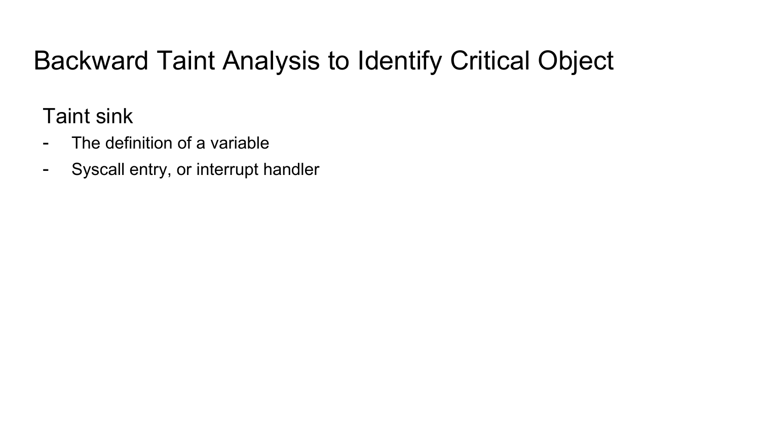# Backward Taint Analysis to Identify Critical Object

Taint sink

- The definition of a variable
- Syscall entry, or interrupt handler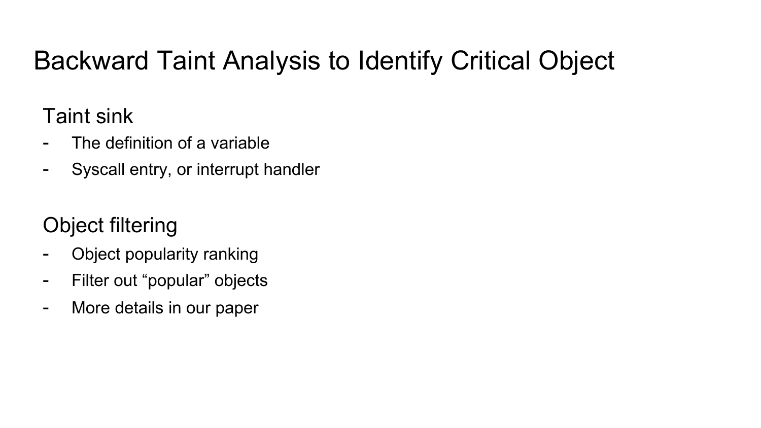# Backward Taint Analysis to Identify Critical Object

## Taint sink

- The definition of a variable
- Syscall entry, or interrupt handler

## Object filtering

- Object popularity ranking
- Filter out “popular” objects
- More details in our paper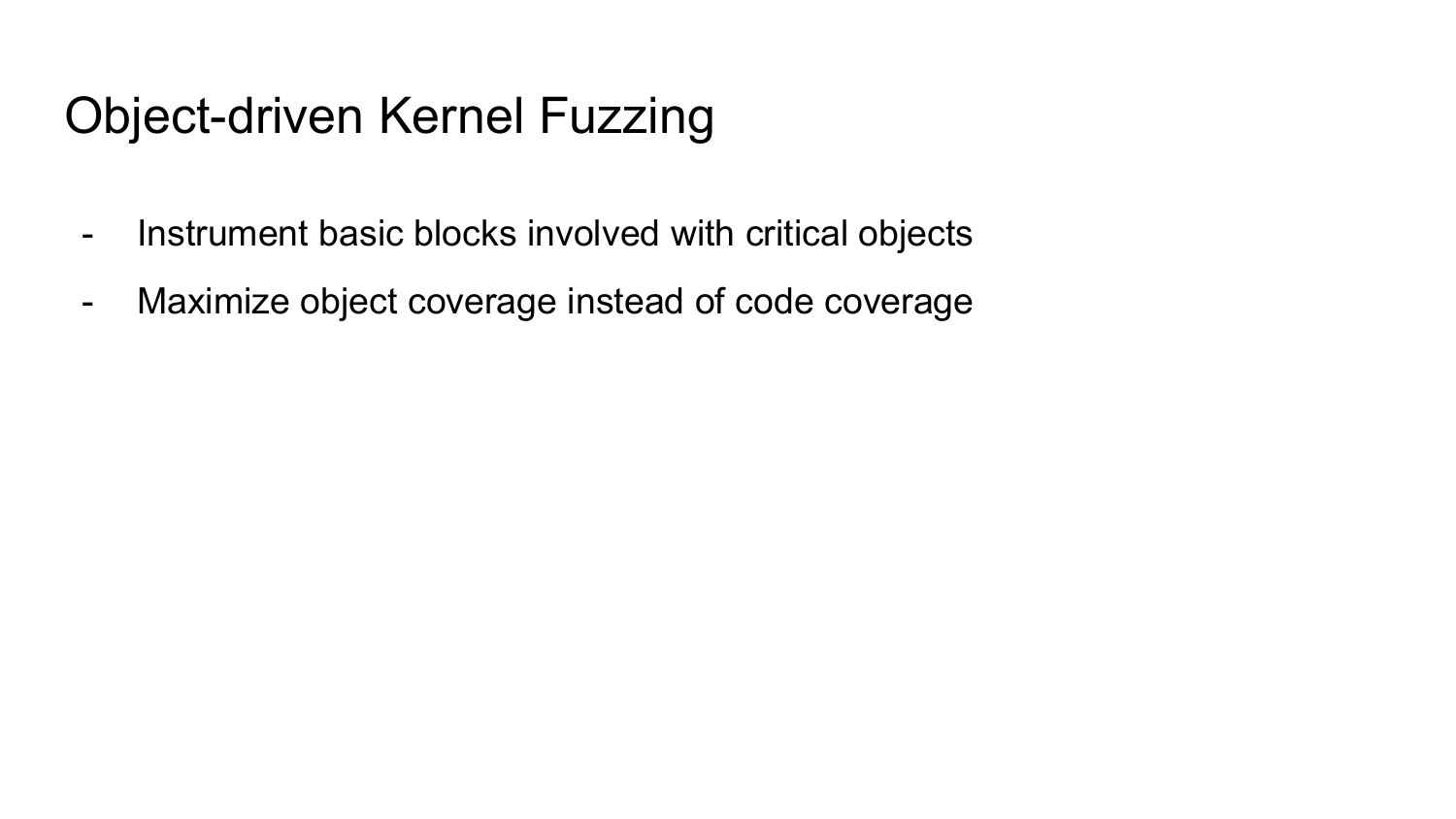# Object-driven Kernel Fuzzing

- Instrument basic blocks involved with critical objects
- Maximize object coverage instead of code coverage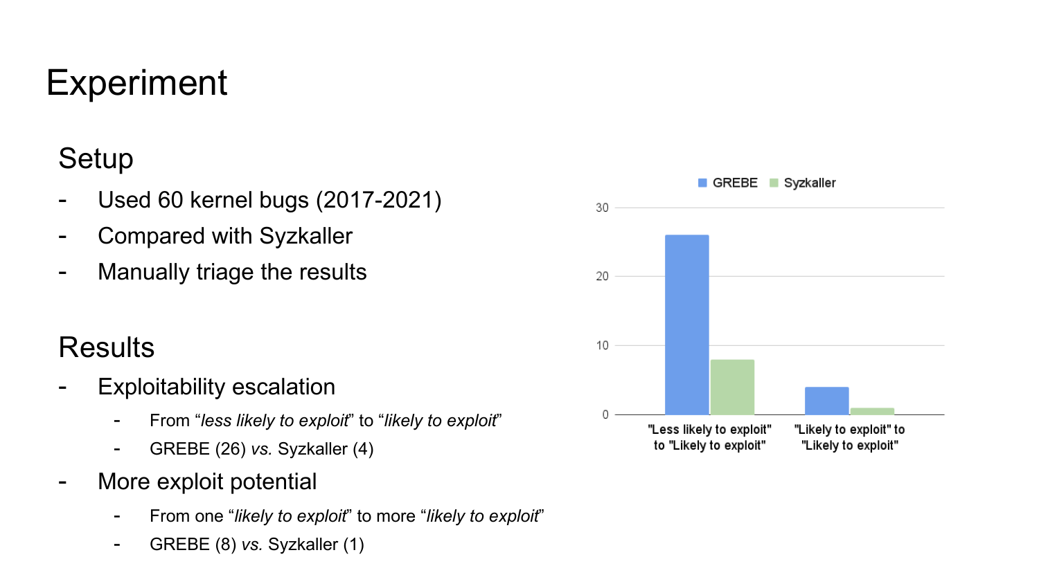# Experiment

## Setup

- Used 60 kernel bugs (2017-2021)
- Compared with Syzkaller
- Manually triage the results

## Results

- Exploitability escalation
  - From "*less likely to exploit*" to "*likely to exploit*"
  - GREBE (26) *vs.* Syzkaller (4)
- More exploit potential
  - From one "*likely to exploit*" to more "*likely to exploit*"
  - GREBE (8) *vs.* Syzkaller (1)

| | GREBE | Syzkaller |
|---|---|---|
| "Less likely to exploit" to "Likely to exploit" | 26 | 8 |
| "Likely to exploit" to "Likely to exploit" | 4 | 1 |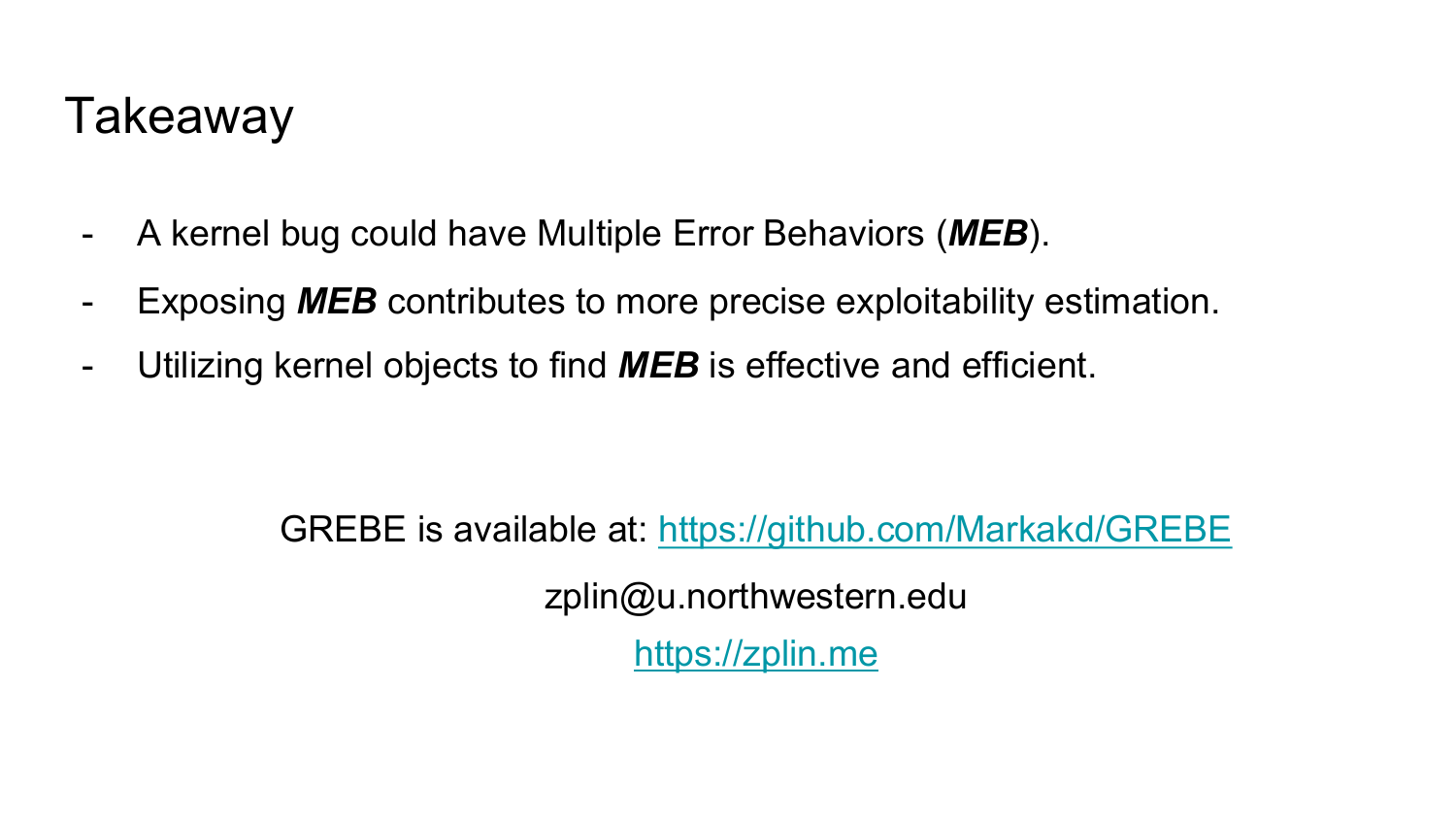# Takeaway

- A kernel bug could have Multiple Error Behaviors (***MEB***).
- Exposing ***MEB*** contributes to more precise exploitability estimation.
- Utilizing kernel objects to find ***MEB*** is effective and efficient.

GREBE is available at: [https://github.com/Markakd/GREBE](https://github.com/Markakd/GREBE)

zplin@u.northwestern.edu

[https://zplin.me](https://zplin.me)